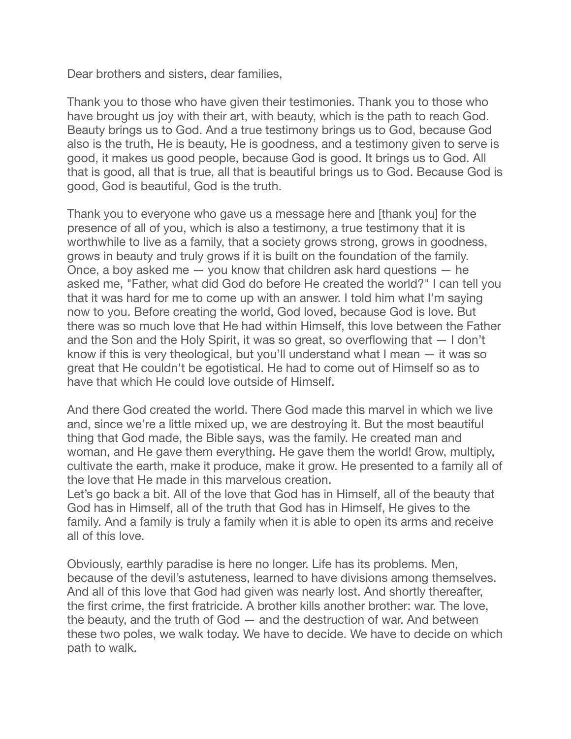Dear brothers and sisters, dear families,

Thank you to those who have given their testimonies. Thank you to those who have brought us joy with their art, with beauty, which is the path to reach God. Beauty brings us to God. And a true testimony brings us to God, because God also is the truth, He is beauty, He is goodness, and a testimony given to serve is good, it makes us good people, because God is good. It brings us to God. All that is good, all that is true, all that is beautiful brings us to God. Because God is good, God is beautiful, God is the truth.

Thank you to everyone who gave us a message here and [thank you] for the presence of all of you, which is also a testimony, a true testimony that it is worthwhile to live as a family, that a society grows strong, grows in goodness, grows in beauty and truly grows if it is built on the foundation of the family. Once, a boy asked me — you know that children ask hard questions — he asked me, "Father, what did God do before He created the world?" I can tell you that it was hard for me to come up with an answer. I told him what I'm saying now to you. Before creating the world, God loved, because God is love. But there was so much love that He had within Himself, this love between the Father and the Son and the Holy Spirit, it was so great, so overflowing that — I don't know if this is very theological, but you'll understand what I mean — it was so great that He couldn't be egotistical. He had to come out of Himself so as to have that which He could love outside of Himself.

And there God created the world. There God made this marvel in which we live and, since we're a little mixed up, we are destroying it. But the most beautiful thing that God made, the Bible says, was the family. He created man and woman, and He gave them everything. He gave them the world! Grow, multiply, cultivate the earth, make it produce, make it grow. He presented to a family all of the love that He made in this marvelous creation.
Let's go back a bit. All of the love that God has in Himself, all of the beauty that God has in Himself, all of the truth that God has in Himself, He gives to the family. And a family is truly a family when it is able to open its arms and receive all of this love.

Obviously, earthly paradise is here no longer. Life has its problems. Men, because of the devil's astuteness, learned to have divisions among themselves. And all of this love that God had given was nearly lost. And shortly thereafter, the first crime, the first fratricide. A brother kills another brother: war. The love, the beauty, and the truth of God — and the destruction of war. And between these two poles, we walk today. We have to decide. We have to decide on which path to walk.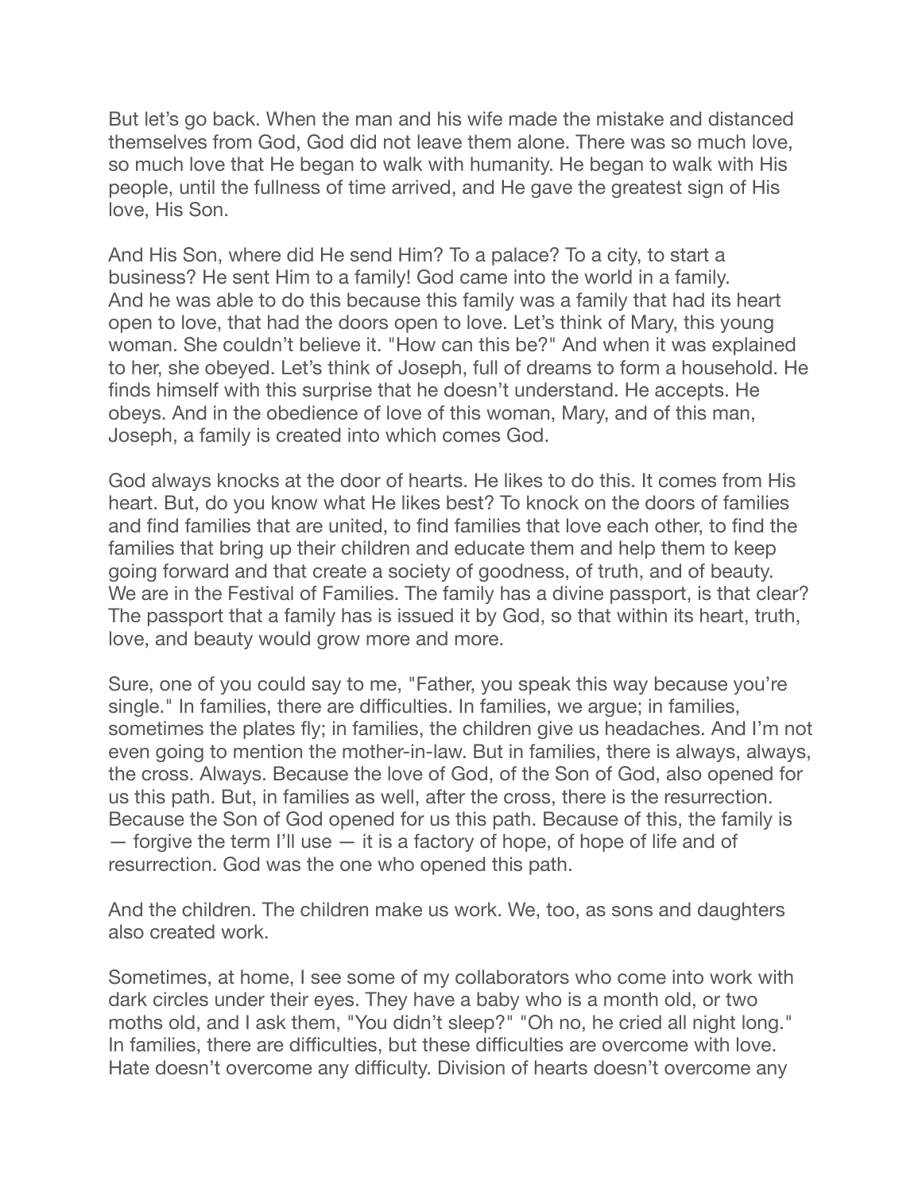But let's go back. When the man and his wife made the mistake and distanced themselves from God, God did not leave them alone. There was so much love, so much love that He began to walk with humanity. He began to walk with His people, until the fullness of time arrived, and He gave the greatest sign of His love, His Son.

And His Son, where did He send Him? To a palace? To a city, to start a business? He sent Him to a family! God came into the world in a family. And he was able to do this because this family was a family that had its heart open to love, that had the doors open to love. Let's think of Mary, this young woman. She couldn't believe it. "How can this be?" And when it was explained to her, she obeyed. Let's think of Joseph, full of dreams to form a household. He finds himself with this surprise that he doesn't understand. He accepts. He obeys. And in the obedience of love of this woman, Mary, and of this man, Joseph, a family is created into which comes God.

God always knocks at the door of hearts. He likes to do this. It comes from His heart. But, do you know what He likes best? To knock on the doors of families and find families that are united, to find families that love each other, to find the families that bring up their children and educate them and help them to keep going forward and that create a society of goodness, of truth, and of beauty. We are in the Festival of Families. The family has a divine passport, is that clear? The passport that a family has is issued it by God, so that within its heart, truth, love, and beauty would grow more and more.

Sure, one of you could say to me, "Father, you speak this way because you're single." In families, there are difficulties. In families, we argue; in families, sometimes the plates fly; in families, the children give us headaches. And I'm not even going to mention the mother-in-law. But in families, there is always, always, the cross. Always. Because the love of God, of the Son of God, also opened for us this path. But, in families as well, after the cross, there is the resurrection. Because the Son of God opened for us this path. Because of this, the family is — forgive the term I'll use — it is a factory of hope, of hope of life and of resurrection. God was the one who opened this path.

And the children. The children make us work. We, too, as sons and daughters also created work.

Sometimes, at home, I see some of my collaborators who come into work with dark circles under their eyes. They have a baby who is a month old, or two moths old, and I ask them, "You didn't sleep?" "Oh no, he cried all night long." In families, there are difficulties, but these difficulties are overcome with love. Hate doesn't overcome any difficulty. Division of hearts doesn't overcome any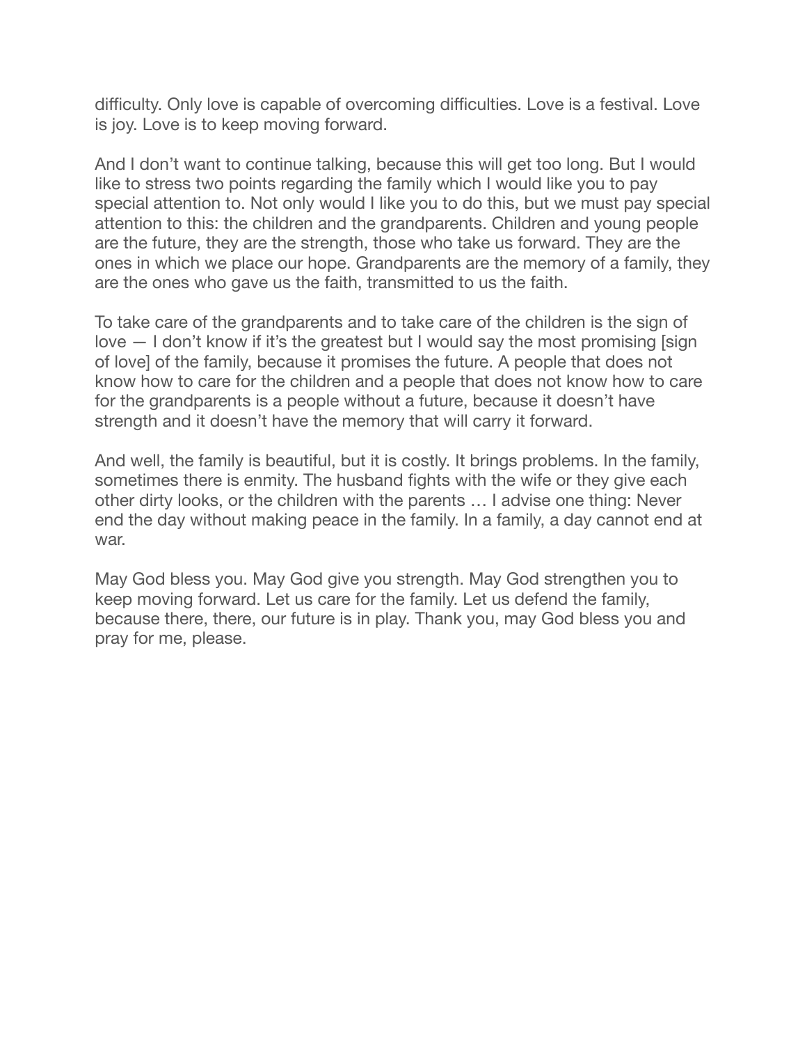difficulty. Only love is capable of overcoming difficulties. Love is a festival. Love is joy. Love is to keep moving forward.

And I don't want to continue talking, because this will get too long. But I would like to stress two points regarding the family which I would like you to pay special attention to. Not only would I like you to do this, but we must pay special attention to this: the children and the grandparents. Children and young people are the future, they are the strength, those who take us forward. They are the ones in which we place our hope. Grandparents are the memory of a family, they are the ones who gave us the faith, transmitted to us the faith.

To take care of the grandparents and to take care of the children is the sign of love — I don't know if it's the greatest but I would say the most promising [sign of love] of the family, because it promises the future. A people that does not know how to care for the children and a people that does not know how to care for the grandparents is a people without a future, because it doesn't have strength and it doesn't have the memory that will carry it forward.

And well, the family is beautiful, but it is costly. It brings problems. In the family, sometimes there is enmity. The husband fights with the wife or they give each other dirty looks, or the children with the parents … I advise one thing: Never end the day without making peace in the family. In a family, a day cannot end at war.

May God bless you. May God give you strength. May God strengthen you to keep moving forward. Let us care for the family. Let us defend the family, because there, there, our future is in play. Thank you, may God bless you and pray for me, please.